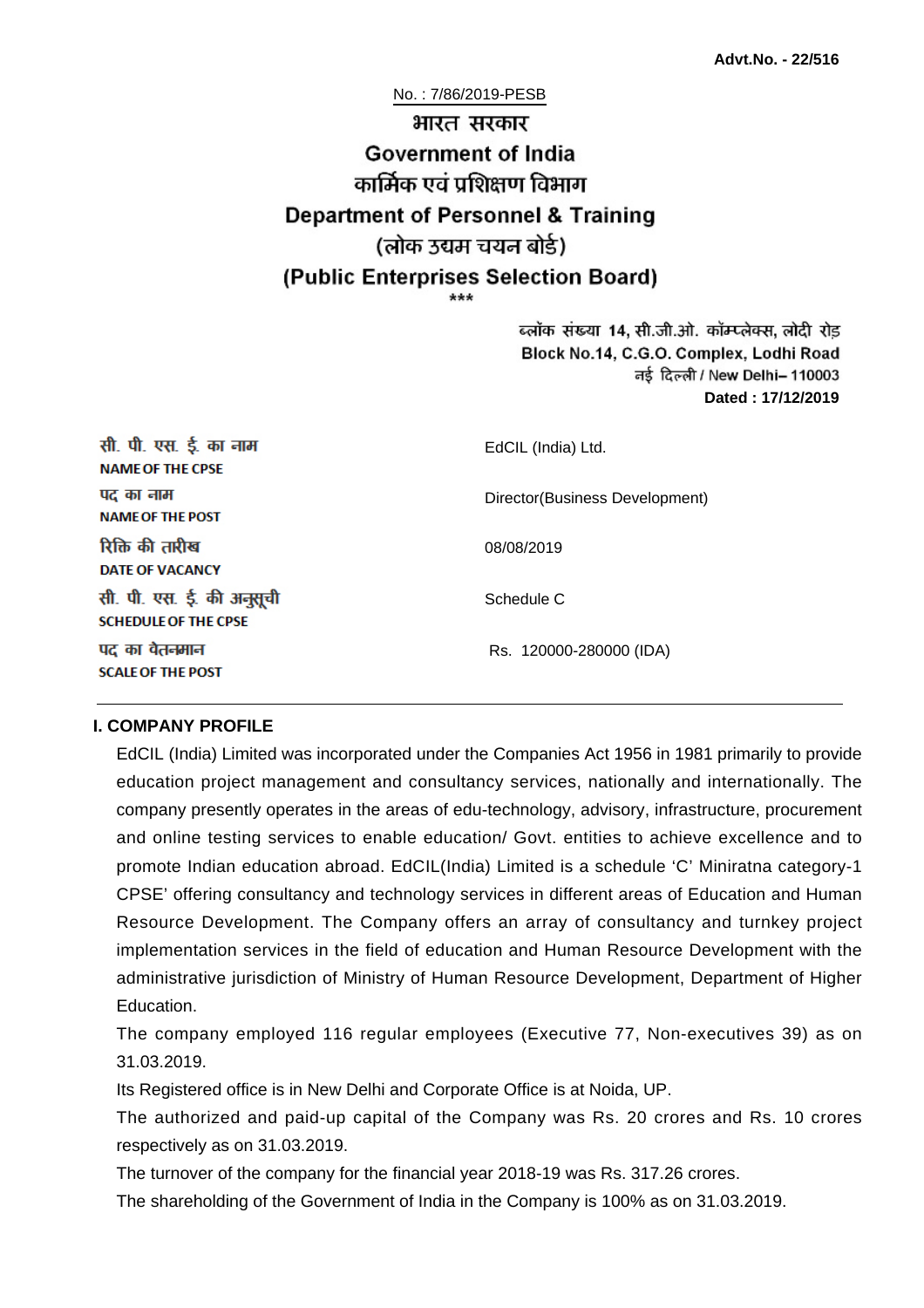**Advt.No. - 22/516**

No. : 7/86/2019-PESB

# भारत सरकार
# Government of India
## कार्मिक एवं प्रशिक्षण विभाग
## Department of Personnel & Training
## (लोक उद्यम चयन बोर्ड)
## (Public Enterprises Selection Board)

\*\*\*

ब्लॉक संख्या 14, सी.जी.ओ. कॉम्प्लेक्स, लोदी रोड
Block No.14, C.G.O. Complex, Lodhi Road
नई दिल्ली / New Delhi– 110003
**Dated : 17/12/2019**

| | |
|---|---|
| सी. पी. एस. ई. का नाम<br>**NAME OF THE CPSE** | EdCIL (India) Ltd. |
| पद का नाम<br>**NAME OF THE POST** | Director(Business Development) |
| रिक्ति की तारीख<br>**DATE OF VACANCY** | 08/08/2019 |
| सी. पी. एस. ई. की अनुसूची<br>**SCHEDULE OF THE CPSE** | Schedule C |
| पद का वेतनमान<br>**SCALE OF THE POST** | Rs. 120000-280000 (IDA) |

### I. COMPANY PROFILE

EdCIL (India) Limited was incorporated under the Companies Act 1956 in 1981 primarily to provide education project management and consultancy services, nationally and internationally. The company presently operates in the areas of edu-technology, advisory, infrastructure, procurement and online testing services to enable education/ Govt. entities to achieve excellence and to promote Indian education abroad. EdCIL(India) Limited is a schedule 'C' Miniratna category-1 CPSE' offering consultancy and technology services in different areas of Education and Human Resource Development. The Company offers an array of consultancy and turnkey project implementation services in the field of education and Human Resource Development with the administrative jurisdiction of Ministry of Human Resource Development, Department of Higher Education.

The company employed 116 regular employees (Executive 77, Non-executives 39) as on 31.03.2019.

Its Registered office is in New Delhi and Corporate Office is at Noida, UP.

The authorized and paid-up capital of the Company was Rs. 20 crores and Rs. 10 crores respectively as on 31.03.2019.

The turnover of the company for the financial year 2018-19 was Rs. 317.26 crores.

The shareholding of the Government of India in the Company is 100% as on 31.03.2019.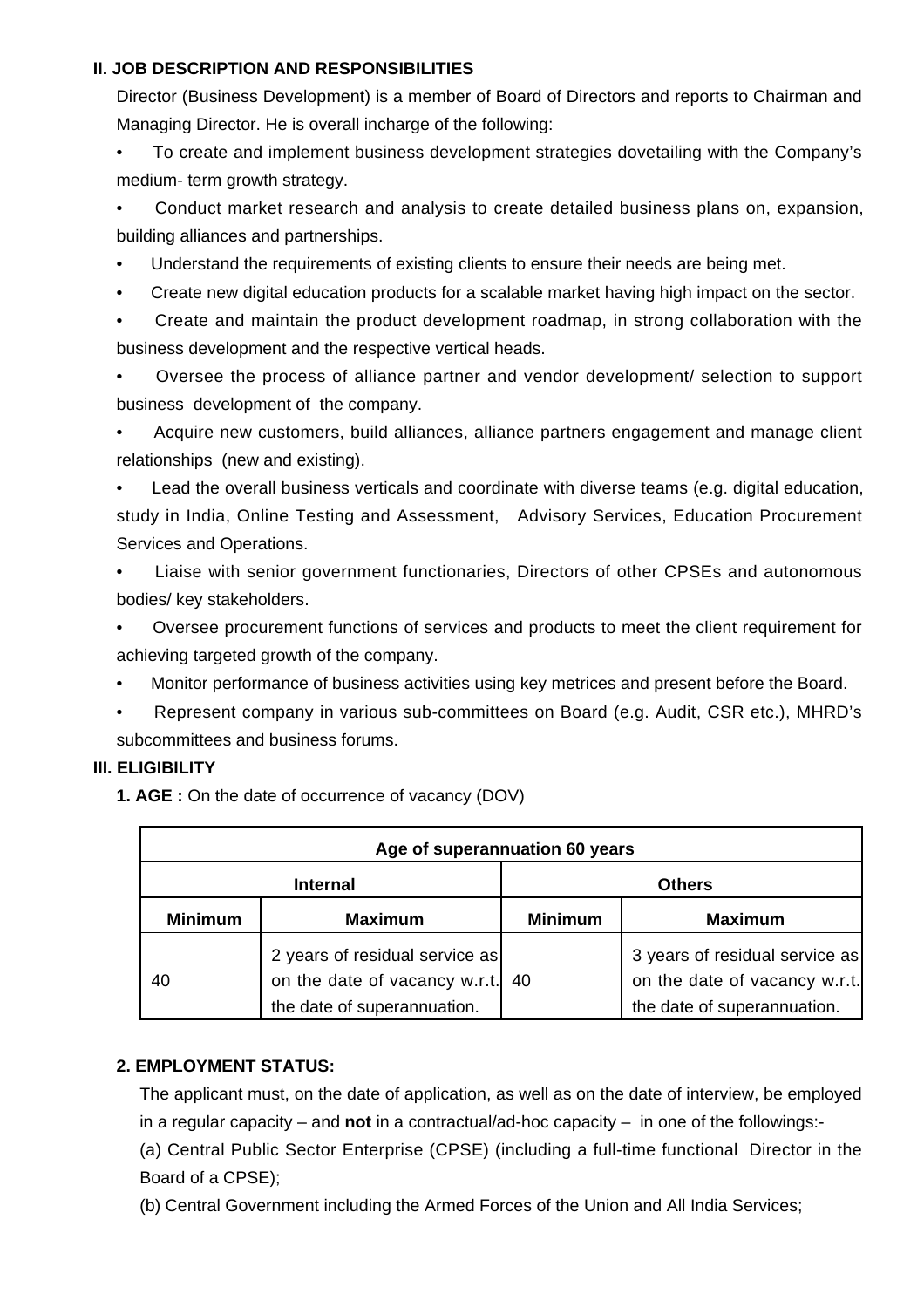## II. JOB DESCRIPTION AND RESPONSIBILITIES

Director (Business Development) is a member of Board of Directors and reports to Chairman and Managing Director. He is overall incharge of the following:

- To create and implement business development strategies dovetailing with the Company's medium- term growth strategy.
- Conduct market research and analysis to create detailed business plans on, expansion, building alliances and partnerships.
- Understand the requirements of existing clients to ensure their needs are being met.
- Create new digital education products for a scalable market having high impact on the sector.
- Create and maintain the product development roadmap, in strong collaboration with the business development and the respective vertical heads.
- Oversee the process of alliance partner and vendor development/ selection to support business development of the company.
- Acquire new customers, build alliances, alliance partners engagement and manage client relationships (new and existing).
- Lead the overall business verticals and coordinate with diverse teams (e.g. digital education, study in India, Online Testing and Assessment, Advisory Services, Education Procurement Services and Operations.
- Liaise with senior government functionaries, Directors of other CPSEs and autonomous bodies/ key stakeholders.
- Oversee procurement functions of services and products to meet the client requirement for achieving targeted growth of the company.
- Monitor performance of business activities using key metrices and present before the Board.
- Represent company in various sub-committees on Board (e.g. Audit, CSR etc.), MHRD's subcommittees and business forums.

## III. ELIGIBILITY

**1. AGE :** On the date of occurrence of vacancy (DOV)

| Age of superannuation 60 years | | | |
|---|---|---|---|
| **Internal** | | **Others** | |
| **Minimum** | **Maximum** | **Minimum** | **Maximum** |
| 40 | 2 years of residual service as on the date of vacancy w.r.t. the date of superannuation. | 40 | 3 years of residual service as on the date of vacancy w.r.t. the date of superannuation. |

**2. EMPLOYMENT STATUS:**

The applicant must, on the date of application, as well as on the date of interview, be employed in a regular capacity – and **not** in a contractual/ad-hoc capacity – in one of the followings:-

(a) Central Public Sector Enterprise (CPSE) (including a full-time functional Director in the Board of a CPSE);

(b) Central Government including the Armed Forces of the Union and All India Services;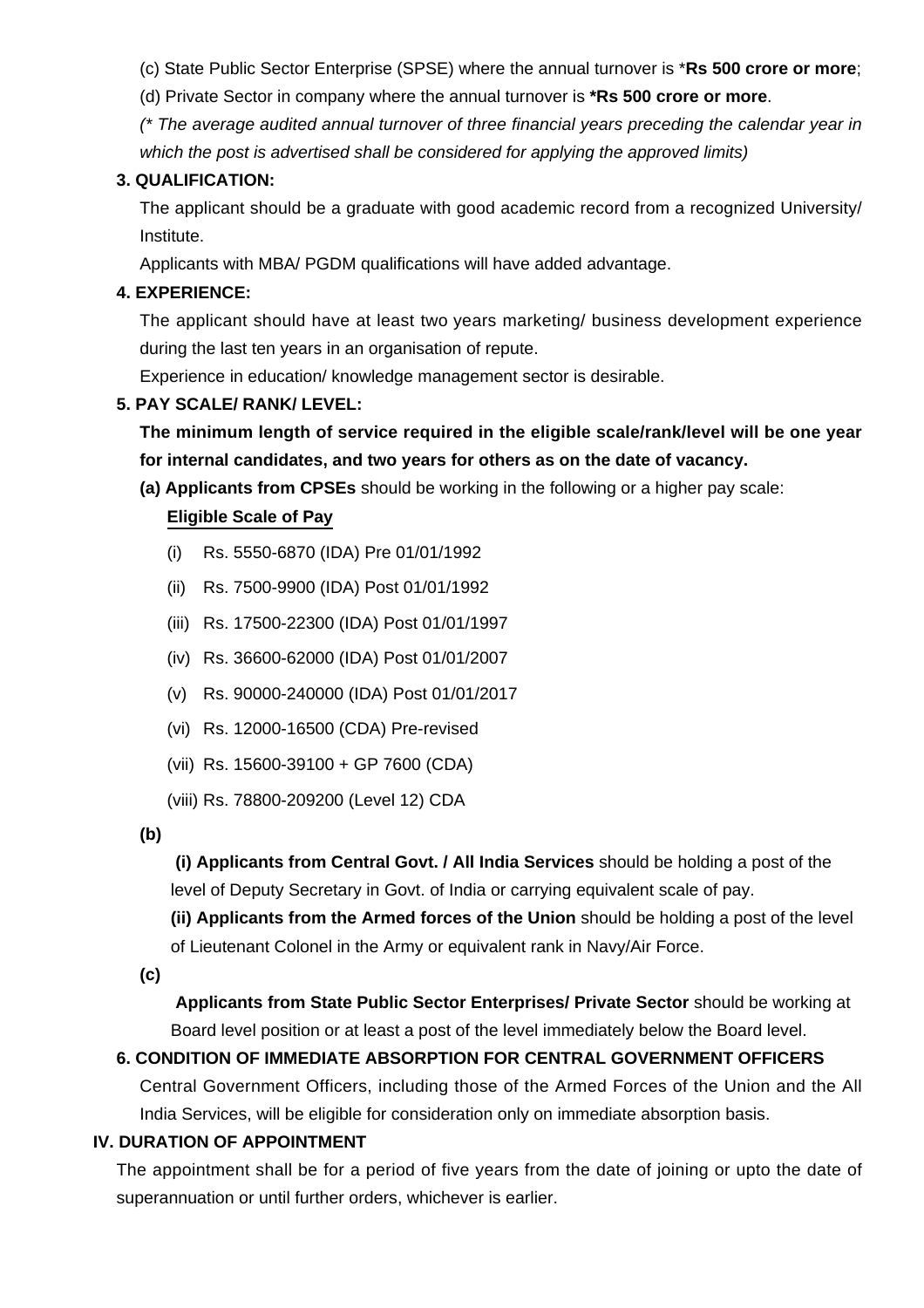(c) State Public Sector Enterprise (SPSE) where the annual turnover is ***Rs 500 crore or more**;

(d) Private Sector in company where the annual turnover is ***Rs 500 crore or more**.

*(* The average audited annual turnover of three financial years preceding the calendar year in which the post is advertised shall be considered for applying the approved limits)*

**3. QUALIFICATION:**

The applicant should be a graduate with good academic record from a recognized University/ Institute.

Applicants with MBA/ PGDM qualifications will have added advantage.

**4. EXPERIENCE:**

The applicant should have at least two years marketing/ business development experience during the last ten years in an organisation of repute.

Experience in education/ knowledge management sector is desirable.

**5. PAY SCALE/ RANK/ LEVEL:**

**The minimum length of service required in the eligible scale/rank/level will be one year for internal candidates, and two years for others as on the date of vacancy.**

**(a) Applicants from CPSEs** should be working in the following or a higher pay scale:

**Eligible Scale of Pay**

(i) Rs. 5550-6870 (IDA) Pre 01/01/1992

(ii) Rs. 7500-9900 (IDA) Post 01/01/1992

(iii) Rs. 17500-22300 (IDA) Post 01/01/1997

(iv) Rs. 36600-62000 (IDA) Post 01/01/2007

(v) Rs. 90000-240000 (IDA) Post 01/01/2017

(vi) Rs. 12000-16500 (CDA) Pre-revised

(vii) Rs. 15600-39100 + GP 7600 (CDA)

(viii) Rs. 78800-209200 (Level 12) CDA

**(b)**

**(i) Applicants from Central Govt. / All India Services** should be holding a post of the level of Deputy Secretary in Govt. of India or carrying equivalent scale of pay.

**(ii) Applicants from the Armed forces of the Union** should be holding a post of the level of Lieutenant Colonel in the Army or equivalent rank in Navy/Air Force.

**(c)**

**Applicants from State Public Sector Enterprises/ Private Sector** should be working at Board level position or at least a post of the level immediately below the Board level.

**6. CONDITION OF IMMEDIATE ABSORPTION FOR CENTRAL GOVERNMENT OFFICERS**

Central Government Officers, including those of the Armed Forces of the Union and the All India Services, will be eligible for consideration only on immediate absorption basis.

## IV. DURATION OF APPOINTMENT

The appointment shall be for a period of five years from the date of joining or upto the date of superannuation or until further orders, whichever is earlier.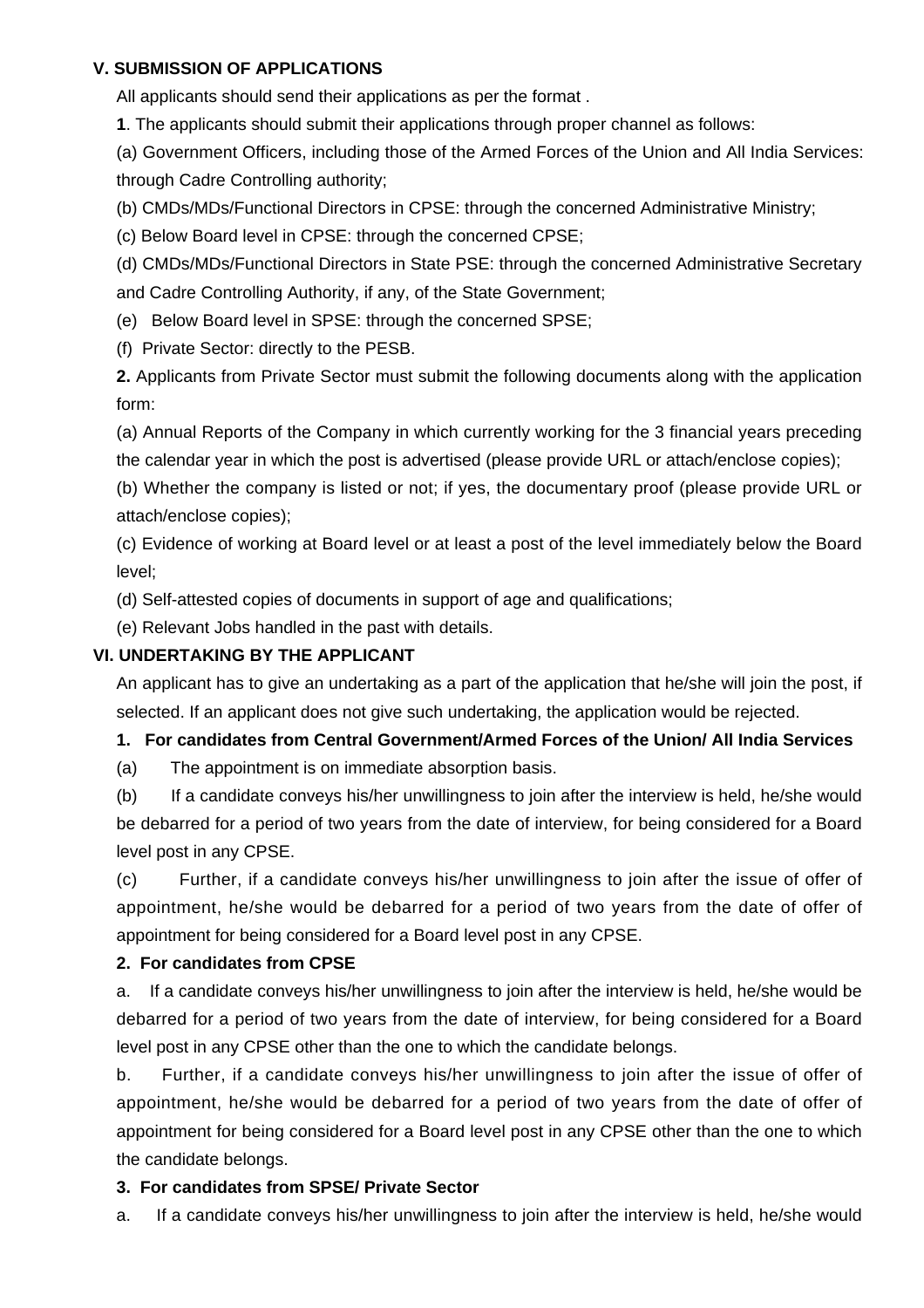## V. SUBMISSION OF APPLICATIONS

All applicants should send their applications as per the format .

**1**. The applicants should submit their applications through proper channel as follows:

(a) Government Officers, including those of the Armed Forces of the Union and All India Services: through Cadre Controlling authority;

(b) CMDs/MDs/Functional Directors in CPSE: through the concerned Administrative Ministry;

(c) Below Board level in CPSE: through the concerned CPSE;

(d) CMDs/MDs/Functional Directors in State PSE: through the concerned Administrative Secretary and Cadre Controlling Authority, if any, of the State Government;

(e) Below Board level in SPSE: through the concerned SPSE;

(f) Private Sector: directly to the PESB.

**2.** Applicants from Private Sector must submit the following documents along with the application form:

(a) Annual Reports of the Company in which currently working for the 3 financial years preceding the calendar year in which the post is advertised (please provide URL or attach/enclose copies);

(b) Whether the company is listed or not; if yes, the documentary proof (please provide URL or attach/enclose copies);

(c) Evidence of working at Board level or at least a post of the level immediately below the Board level;

(d) Self-attested copies of documents in support of age and qualifications;

(e) Relevant Jobs handled in the past with details.

## VI. UNDERTAKING BY THE APPLICANT

An applicant has to give an undertaking as a part of the application that he/she will join the post, if selected. If an applicant does not give such undertaking, the application would be rejected.

**1. For candidates from Central Government/Armed Forces of the Union/ All India Services**

(a) The appointment is on immediate absorption basis.

(b) If a candidate conveys his/her unwillingness to join after the interview is held, he/she would be debarred for a period of two years from the date of interview, for being considered for a Board level post in any CPSE.

(c) Further, if a candidate conveys his/her unwillingness to join after the issue of offer of appointment, he/she would be debarred for a period of two years from the date of offer of appointment for being considered for a Board level post in any CPSE.

**2. For candidates from CPSE**

a. If a candidate conveys his/her unwillingness to join after the interview is held, he/she would be debarred for a period of two years from the date of interview, for being considered for a Board level post in any CPSE other than the one to which the candidate belongs.

b. Further, if a candidate conveys his/her unwillingness to join after the issue of offer of appointment, he/she would be debarred for a period of two years from the date of offer of appointment for being considered for a Board level post in any CPSE other than the one to which the candidate belongs.

**3. For candidates from SPSE/ Private Sector**

a. If a candidate conveys his/her unwillingness to join after the interview is held, he/she would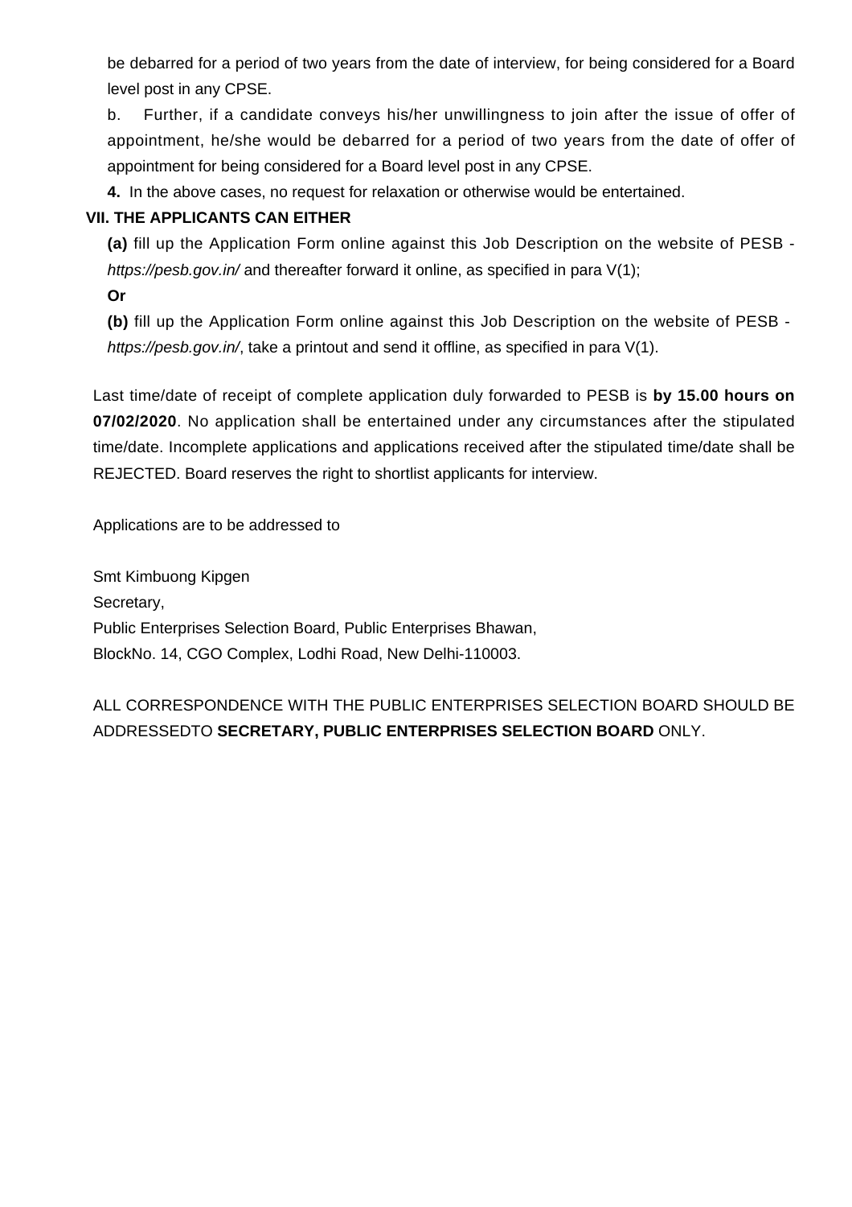be debarred for a period of two years from the date of interview, for being considered for a Board level post in any CPSE.

b. Further, if a candidate conveys his/her unwillingness to join after the issue of offer of appointment, he/she would be debarred for a period of two years from the date of offer of appointment for being considered for a Board level post in any CPSE.

**4.** In the above cases, no request for relaxation or otherwise would be entertained.

**VII. THE APPLICANTS CAN EITHER**

**(a)** fill up the Application Form online against this Job Description on the website of PESB - *https://pesb.gov.in/* and thereafter forward it online, as specified in para V(1);

**Or**

**(b)** fill up the Application Form online against this Job Description on the website of PESB - *https://pesb.gov.in/*, take a printout and send it offline, as specified in para V(1).

Last time/date of receipt of complete application duly forwarded to PESB is **by 15.00 hours on 07/02/2020**. No application shall be entertained under any circumstances after the stipulated time/date. Incomplete applications and applications received after the stipulated time/date shall be REJECTED. Board reserves the right to shortlist applicants for interview.

Applications are to be addressed to

Smt Kimbuong Kipgen
Secretary,
Public Enterprises Selection Board, Public Enterprises Bhawan,
BlockNo. 14, CGO Complex, Lodhi Road, New Delhi-110003.

ALL CORRESPONDENCE WITH THE PUBLIC ENTERPRISES SELECTION BOARD SHOULD BE ADDRESSEDTO **SECRETARY, PUBLIC ENTERPRISES SELECTION BOARD** ONLY.